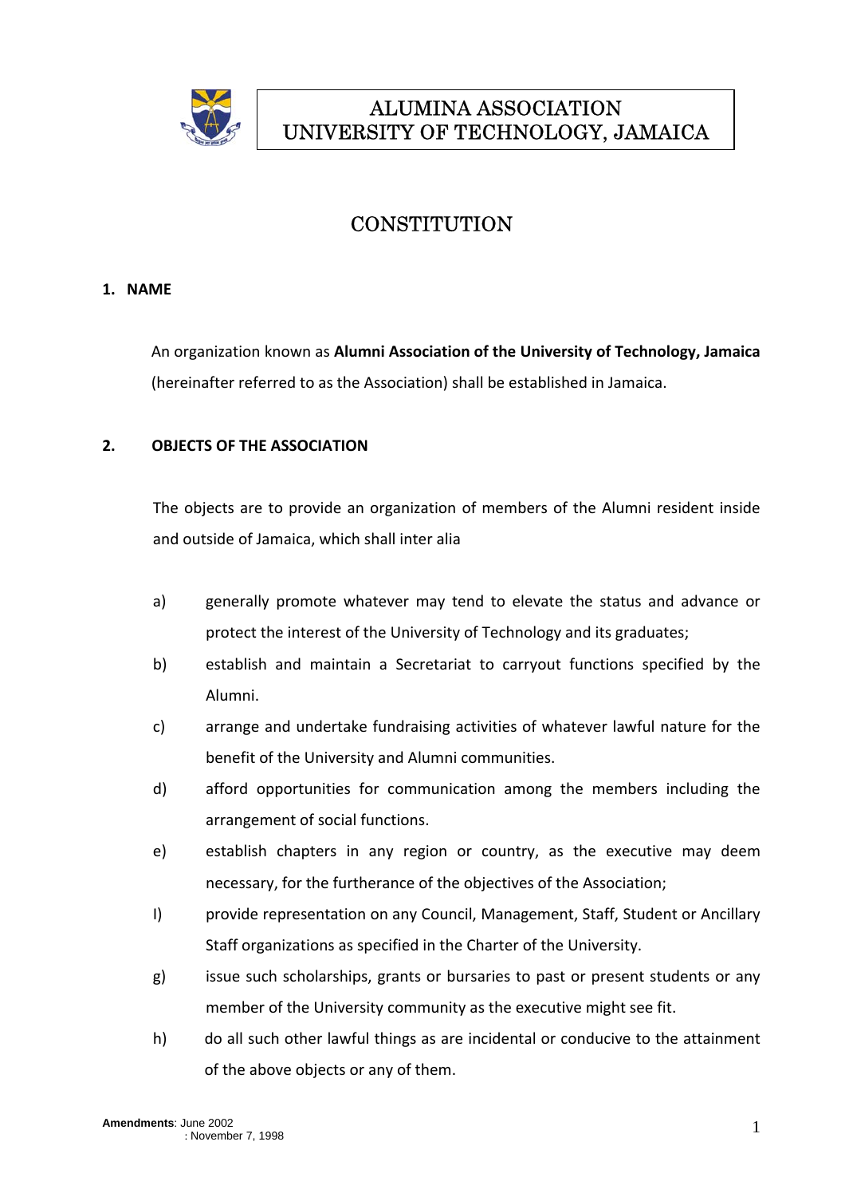# ALUMINA ASSOCIATION
# UNIVERSITY OF TECHNOLOGY, JAMAICA

## CONSTITUTION

### 1. NAME

An organization known as **Alumni Association of the University of Technology, Jamaica** (hereinafter referred to as the Association) shall be established in Jamaica.

### 2. OBJECTS OF THE ASSOCIATION

The objects are to provide an organization of members of the Alumni resident inside and outside of Jamaica, which shall inter alia

a) generally promote whatever may tend to elevate the status and advance or protect the interest of the University of Technology and its graduates;

b) establish and maintain a Secretariat to carryout functions specified by the Alumni.

c) arrange and undertake fundraising activities of whatever lawful nature for the benefit of the University and Alumni communities.

d) afford opportunities for communication among the members including the arrangement of social functions.

e) establish chapters in any region or country, as the executive may deem necessary, for the furtherance of the objectives of the Association;

I) provide representation on any Council, Management, Staff, Student or Ancillary Staff organizations as specified in the Charter of the University.

g) issue such scholarships, grants or bursaries to past or present students or any member of the University community as the executive might see fit.

h) do all such other lawful things as are incidental or conducive to the attainment of the above objects or any of them.

**Amendments**: June 2002
: November 7, 1998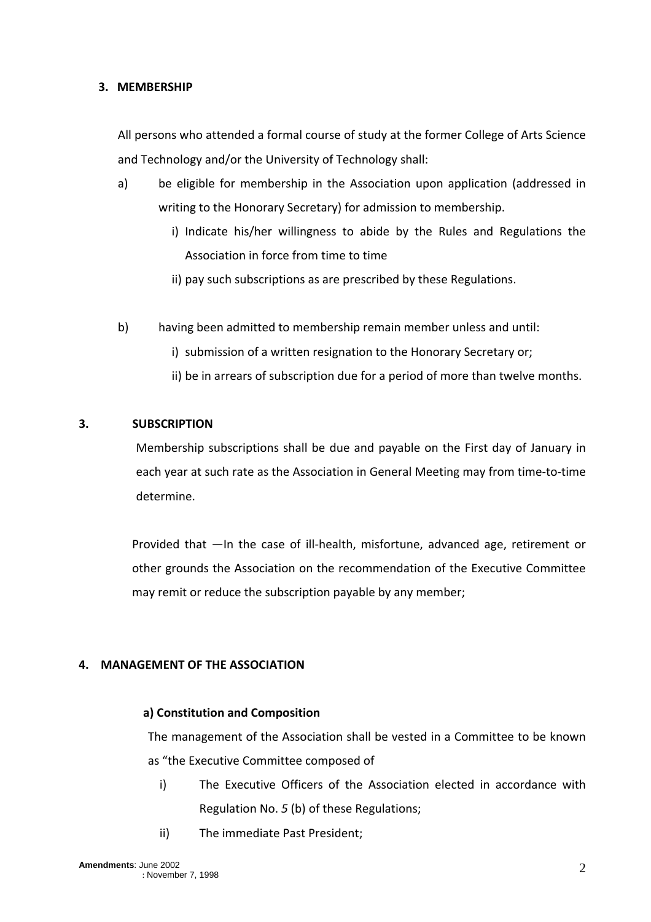### 3. MEMBERSHIP

All persons who attended a formal course of study at the former College of Arts Science and Technology and/or the University of Technology shall:

a) be eligible for membership in the Association upon application (addressed in writing to the Honorary Secretary) for admission to membership.

   i) Indicate his/her willingness to abide by the Rules and Regulations the Association in force from time to time

   ii) pay such subscriptions as are prescribed by these Regulations.

b) having been admitted to membership remain member unless and until:

   i) submission of a written resignation to the Honorary Secretary or;

   ii) be in arrears of subscription due for a period of more than twelve months.

### 3. SUBSCRIPTION

Membership subscriptions shall be due and payable on the First day of January in each year at such rate as the Association in General Meeting may from time-to-time determine.

Provided that —In the case of ill-health, misfortune, advanced age, retirement or other grounds the Association on the recommendation of the Executive Committee may remit or reduce the subscription payable by any member;

### 4. MANAGEMENT OF THE ASSOCIATION

#### a) Constitution and Composition

The management of the Association shall be vested in a Committee to be known as "the Executive Committee composed of

i) The Executive Officers of the Association elected in accordance with Regulation No. *5* (b) of these Regulations;

ii) The immediate Past President;

**Amendments**: June 2002
: November 7, 1998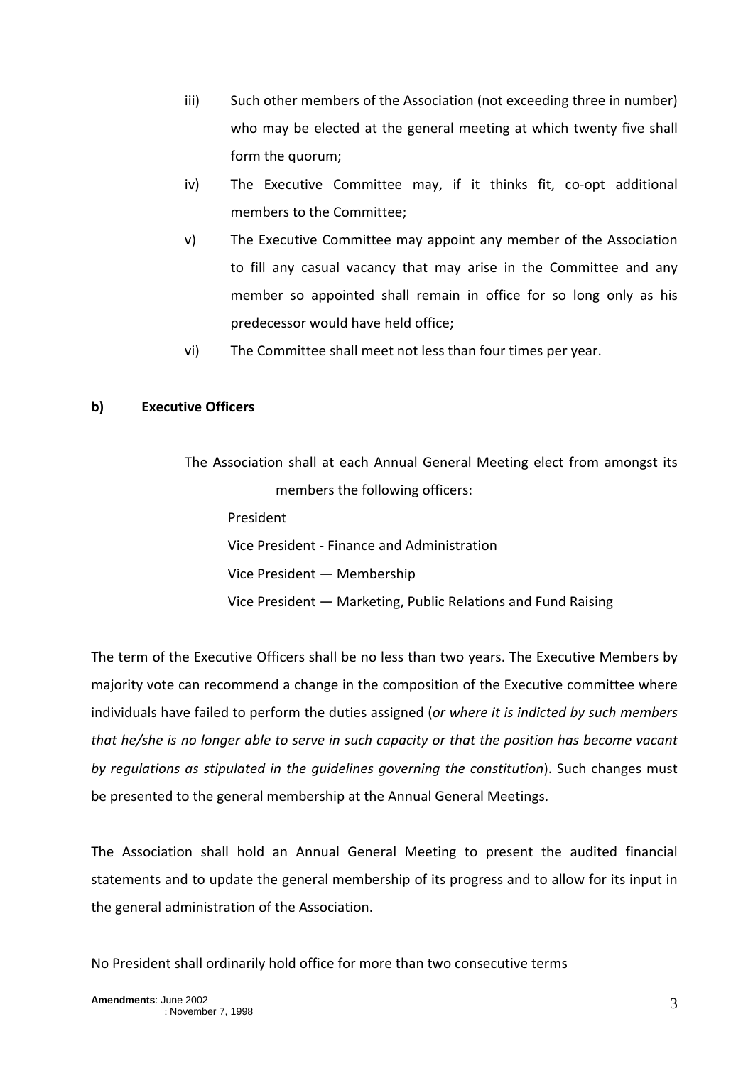iii) Such other members of the Association (not exceeding three in number) who may be elected at the general meeting at which twenty five shall form the quorum;

iv) The Executive Committee may, if it thinks fit, co-opt additional members to the Committee;

v) The Executive Committee may appoint any member of the Association to fill any casual vacancy that may arise in the Committee and any member so appointed shall remain in office for so long only as his predecessor would have held office;

vi) The Committee shall meet not less than four times per year.

**b) Executive Officers**

The Association shall at each Annual General Meeting elect from amongst its members the following officers:

President
Vice President - Finance and Administration
Vice President — Membership
Vice President — Marketing, Public Relations and Fund Raising

The term of the Executive Officers shall be no less than two years. The Executive Members by majority vote can recommend a change in the composition of the Executive committee where individuals have failed to perform the duties assigned (*or where it is indicted by such members that he/she is no longer able to serve in such capacity or that the position has become vacant by regulations as stipulated in the guidelines governing the constitution*). Such changes must be presented to the general membership at the Annual General Meetings.

The Association shall hold an Annual General Meeting to present the audited financial statements and to update the general membership of its progress and to allow for its input in the general administration of the Association.

No President shall ordinarily hold office for more than two consecutive terms

**Amendments**: June 2002
: November 7, 1998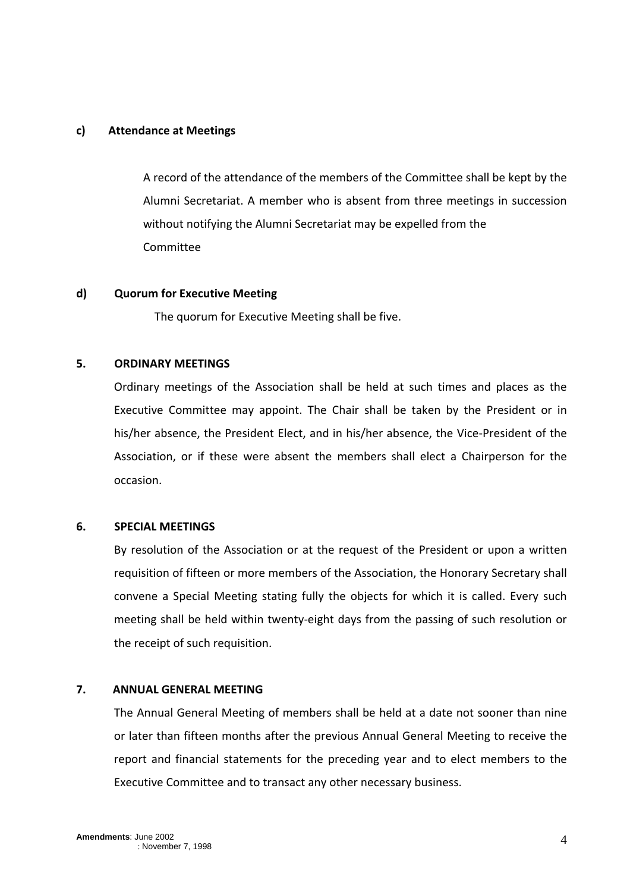**c) Attendance at Meetings**

A record of the attendance of the members of the Committee shall be kept by the Alumni Secretariat. A member who is absent from three meetings in succession without notifying the Alumni Secretariat may be expelled from the Committee

**d) Quorum for Executive Meeting**

The quorum for Executive Meeting shall be five.

## 5. ORDINARY MEETINGS

Ordinary meetings of the Association shall be held at such times and places as the Executive Committee may appoint. The Chair shall be taken by the President or in his/her absence, the President Elect, and in his/her absence, the Vice-President of the Association, or if these were absent the members shall elect a Chairperson for the occasion.

## 6. SPECIAL MEETINGS

By resolution of the Association or at the request of the President or upon a written requisition of fifteen or more members of the Association, the Honorary Secretary shall convene a Special Meeting stating fully the objects for which it is called. Every such meeting shall be held within twenty-eight days from the passing of such resolution or the receipt of such requisition.

## 7. ANNUAL GENERAL MEETING

The Annual General Meeting of members shall be held at a date not sooner than nine or later than fifteen months after the previous Annual General Meeting to receive the report and financial statements for the preceding year and to elect members to the Executive Committee and to transact any other necessary business.

**Amendments**: June 2002
: November 7, 1998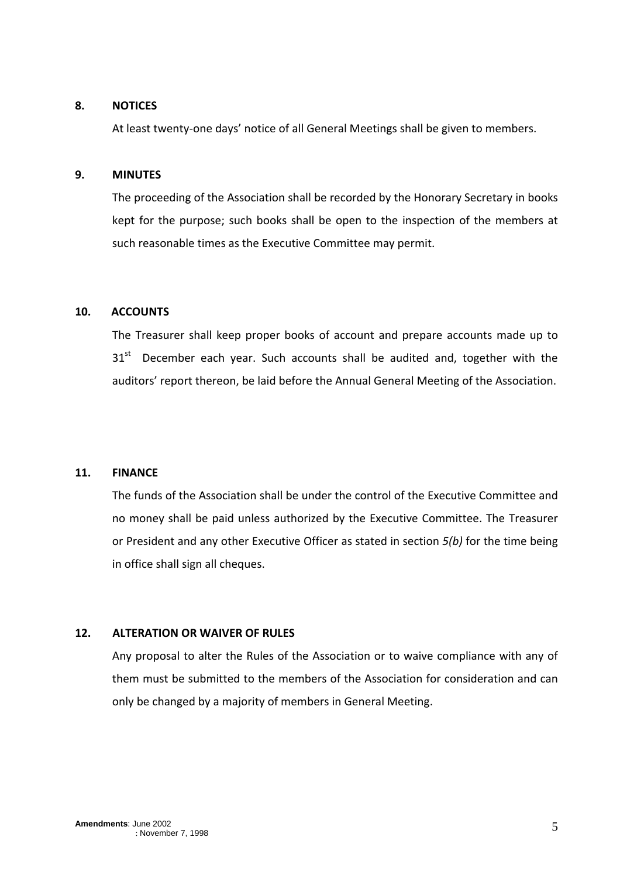## 8. NOTICES

At least twenty-one days' notice of all General Meetings shall be given to members.

## 9. MINUTES

The proceeding of the Association shall be recorded by the Honorary Secretary in books kept for the purpose; such books shall be open to the inspection of the members at such reasonable times as the Executive Committee may permit.

## 10. ACCOUNTS

The Treasurer shall keep proper books of account and prepare accounts made up to 31st December each year. Such accounts shall be audited and, together with the auditors' report thereon, be laid before the Annual General Meeting of the Association.

## 11. FINANCE

The funds of the Association shall be under the control of the Executive Committee and no money shall be paid unless authorized by the Executive Committee. The Treasurer or President and any other Executive Officer as stated in section *5(b)* for the time being in office shall sign all cheques.

## 12. ALTERATION OR WAIVER OF RULES

Any proposal to alter the Rules of the Association or to waive compliance with any of them must be submitted to the members of the Association for consideration and can only be changed by a majority of members in General Meeting.

**Amendments**: June 2002
: November 7, 1998